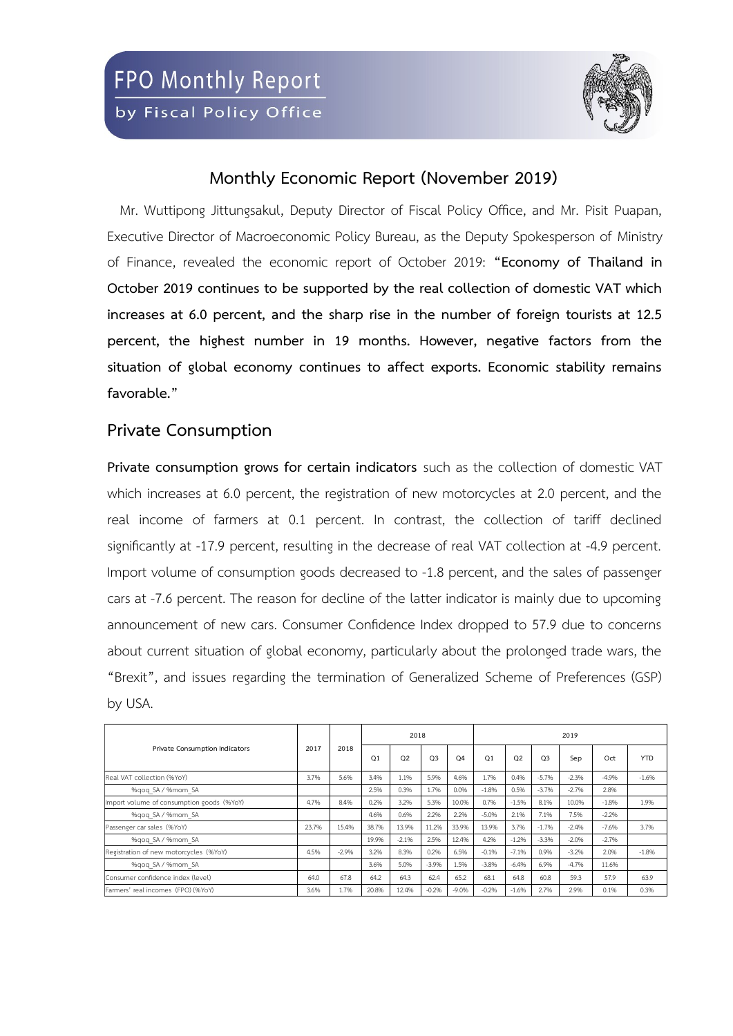# FPO Monthly Report
by Fiscal Policy Office

## Monthly Economic Report (November 2019)

Mr. Wuttipong Jittungsakul, Deputy Director of Fiscal Policy Office, and Mr. Pisit Puapan, Executive Director of Macroeconomic Policy Bureau, as the Deputy Spokesperson of Ministry of Finance, revealed the economic report of October 2019: **"Economy of Thailand in October 2019 continues to be supported by the real collection of domestic VAT which increases at 6.0 percent, and the sharp rise in the number of foreign tourists at 12.5 percent, the highest number in 19 months. However, negative factors from the situation of global economy continues to affect exports. Economic stability remains favorable."**

## Private Consumption

**Private consumption grows for certain indicators** such as the collection of domestic VAT which increases at 6.0 percent, the registration of new motorcycles at 2.0 percent, and the real income of farmers at 0.1 percent. In contrast, the collection of tariff declined significantly at -17.9 percent, resulting in the decrease of real VAT collection at -4.9 percent. Import volume of consumption goods decreased to -1.8 percent, and the sales of passenger cars at -7.6 percent. The reason for decline of the latter indicator is mainly due to upcoming announcement of new cars. Consumer Confidence Index dropped to 57.9 due to concerns about current situation of global economy, particularly about the prolonged trade wars, the "Brexit", and issues regarding the termination of Generalized Scheme of Preferences (GSP) by USA.

| Private Consumption Indicators | 2017 | 2018 | 2018 | | | | 2019 | | | | | |
|---|---|---|---|---|---|---|---|---|---|---|---|---|
| | | | Q1 | Q2 | Q3 | Q4 | Q1 | Q2 | Q3 | Sep | Oct | YTD |
| Real VAT collection (%YoY) | 3.7% | 5.6% | 3.4% | 1.1% | 5.9% | 4.6% | 1.7% | 0.4% | -5.7% | -2.3% | -4.9% | -1.6% |
| %qoq_SA / %mom_SA | | | 2.5% | 0.3% | 1.7% | 0.0% | -1.8% | 0.5% | -3.7% | -2.7% | 2.8% | |
| Import volume of consumption goods (%YoY) | 4.7% | 8.4% | 0.2% | 3.2% | 5.3% | 10.0% | 0.7% | -1.5% | 8.1% | 10.0% | -1.8% | 1.9% |
| %qoq_SA / %mom_SA | | | 4.6% | 0.6% | 2.2% | 2.2% | -5.0% | 2.1% | 7.1% | 7.5% | -2.2% | |
| Passenger car sales (%YoY) | 23.7% | 15.4% | 38.7% | 13.9% | 11.2% | 33.9% | 13.9% | 3.7% | -1.7% | -2.4% | -7.6% | 3.7% |
| %qoq_SA / %mom_SA | | | 19.9% | -2.1% | 2.5% | 12.4% | 4.2% | -1.2% | -3.3% | -2.0% | -2.7% | |
| Registration of new motorcycles (%YoY) | 4.5% | -2.9% | 3.2% | 8.3% | 0.2% | 6.5% | -0.1% | -7.1% | 0.9% | -3.2% | 2.0% | -1.8% |
| %qoq_SA / %mom_SA | | | 3.6% | 5.0% | -3.9% | 1.5% | -3.8% | -6.4% | 6.9% | -4.7% | 11.6% | |
| Consumer confidence index (level) | 64.0 | 67.8 | 64.2 | 64.3 | 62.4 | 65.2 | 68.1 | 64.8 | 60.8 | 59.3 | 57.9 | 63.9 |
| Farmers' real incomes (FPO) (%YoY) | 3.6% | 1.7% | 20.8% | 12.4% | -0.2% | -9.0% | -0.2% | -1.6% | 2.7% | 2.9% | 0.1% | 0.3% |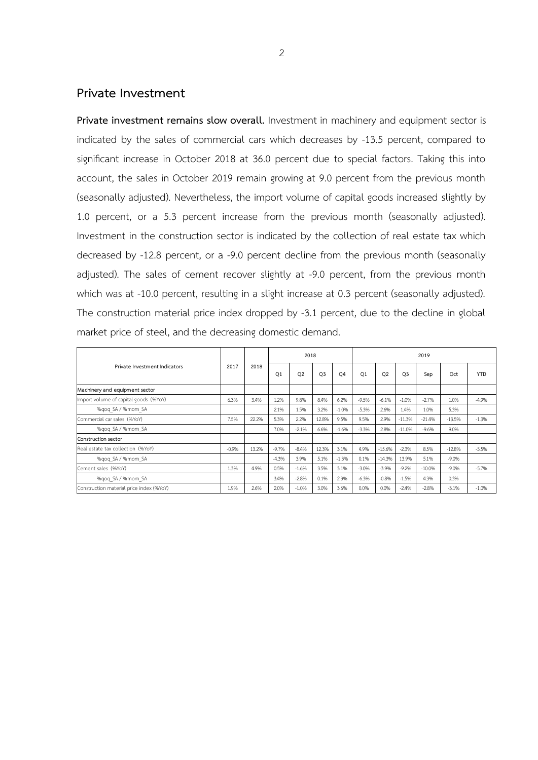## Private Investment

**Private investment remains slow overall.** Investment in machinery and equipment sector is indicated by the sales of commercial cars which decreases by -13.5 percent, compared to significant increase in October 2018 at 36.0 percent due to special factors. Taking this into account, the sales in October 2019 remain growing at 9.0 percent from the previous month (seasonally adjusted). Nevertheless, the import volume of capital goods increased slightly by 1.0 percent, or a 5.3 percent increase from the previous month (seasonally adjusted). Investment in the construction sector is indicated by the collection of real estate tax which decreased by -12.8 percent, or a -9.0 percent decline from the previous month (seasonally adjusted). The sales of cement recover slightly at -9.0 percent, from the previous month which was at -10.0 percent, resulting in a slight increase at 0.3 percent (seasonally adjusted). The construction material price index dropped by -3.1 percent, due to the decline in global market price of steel, and the decreasing domestic demand.

| Private Investment Indicators | 2017 | 2018 | 2018 | | | | 2019 | | | | | |
|---|---|---|---|---|---|---|---|---|---|---|---|---|
| | | | Q1 | Q2 | Q3 | Q4 | Q1 | Q2 | Q3 | Sep | Oct | YTD |
| Machinery and equipment sector | | | | | | | | | | | | |
| Import volume of capital goods (%YoY) | 6.3% | 3.4% | 1.2% | 9.8% | 8.4% | 6.2% | -9.5% | -6.1% | -1.0% | -2.7% | 1.0% | -4.9% |
| %qoq_SA / %mom_SA | | | 2.1% | 1.5% | 3.2% | -1.0% | -5.3% | 2.6% | 1.4% | 1.0% | 5.3% | |
| Commercial car sales (%YoY) | 7.5% | 22.2% | 5.3% | 2.2% | 12.8% | 9.5% | 9.5% | 2.9% | -11.3% | -21.4% | -13.5% | -1.3% |
| %qoq_SA / %mom_SA | | | 7.0% | -2.1% | 6.6% | -1.6% | -3.3% | 2.8% | -11.0% | -9.6% | 9.0% | |
| Construction sector | | | | | | | | | | | | |
| Real estate tax collection (%YoY) | -0.9% | 13.2% | -9.7% | -8.4% | 12.3% | 3.1% | 4.9% | -15.6% | -2.3% | 8.5% | -12.8% | -5.5% |
| %qoq_SA / %mom_SA | | | -4.3% | 3.9% | 5.1% | -1.3% | 0.1% | -14.3% | 13.9% | 5.1% | -9.0% | |
| Cement sales (%YoY) | 1.3% | 4.9% | 0.5% | -1.6% | 3.5% | 3.1% | -3.0% | -3.9% | -9.2% | -10.0% | -9.0% | -5.7% |
| %qoq_SA / %mom_SA | | | 3.4% | -2.8% | 0.1% | 2.3% | -6.3% | -0.8% | -1.5% | 4.3% | 0.3% | |
| Construction material price index (%YoY) | 1.9% | 2.6% | 2.0% | -1.0% | 3.0% | 3.6% | 0.0% | 0.0% | -2.4% | -2.8% | -3.1% | -1.0% |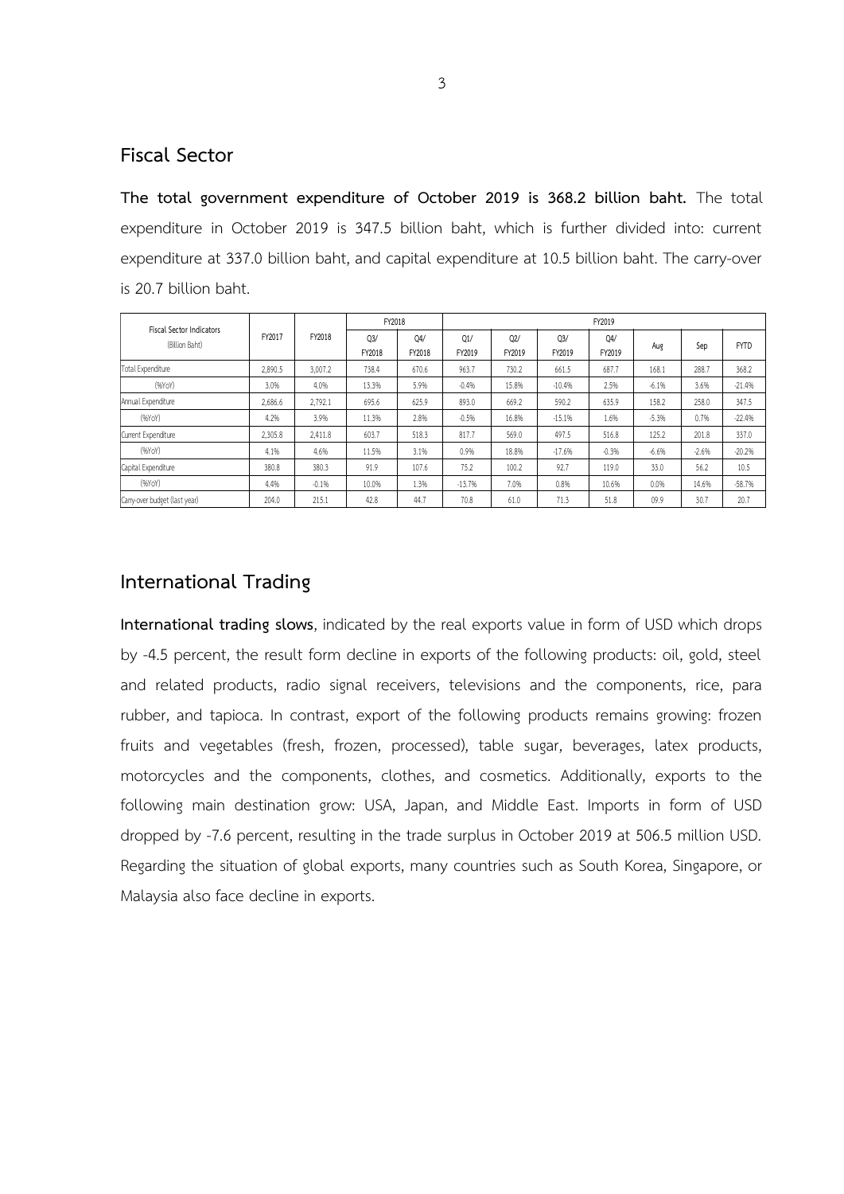## Fiscal Sector

**The total government expenditure of October 2019 is 368.2 billion baht.** The total expenditure in October 2019 is 347.5 billion baht, which is further divided into: current expenditure at 337.0 billion baht, and capital expenditure at 10.5 billion baht. The carry-over is 20.7 billion baht.

| Fiscal Sector Indicators (Billion Baht) | FY2017 | FY2018 | FY2018 | | FY2019 | | | | | | |
|---|---|---|---|---|---|---|---|---|---|---|---|
| | | | Q3/ FY2018 | Q4/ FY2018 | Q1/ FY2019 | Q2/ FY2019 | Q3/ FY2019 | Q4/ FY2019 | Aug | Sep | FYTD |
| Total Expenditure | 2,890.5 | 3,007.2 | 738.4 | 670.6 | 963.7 | 730.2 | 661.5 | 687.7 | 168.1 | 288.7 | 368.2 |
| (%YoY) | 3.0% | 4.0% | 13.3% | 5.9% | -0.4% | 15.8% | -10.4% | 2.5% | -6.1% | 3.6% | -21.4% |
| Annual Expenditure | 2,686.6 | 2,792.1 | 695.6 | 625.9 | 893.0 | 669.2 | 590.2 | 635.9 | 158.2 | 258.0 | 347.5 |
| (%YoY) | 4.2% | 3.9% | 11.3% | 2.8% | -0.5% | 16.8% | -15.1% | 1.6% | -5.3% | 0.7% | -22.4% |
| Current Expenditure | 2,305.8 | 2,411.8 | 603.7 | 518.3 | 817.7 | 569.0 | 497.5 | 516.8 | 125.2 | 201.8 | 337.0 |
| (%YoY) | 4.1% | 4.6% | 11.5% | 3.1% | 0.9% | 18.8% | -17.6% | -0.3% | -6.6% | -2.6% | -20.2% |
| Capital Expenditure | 380.8 | 380.3 | 91.9 | 107.6 | 75.2 | 100.2 | 92.7 | 119.0 | 33.0 | 56.2 | 10.5 |
| (%YoY) | 4.4% | -0.1% | 10.0% | 1.3% | -13.7% | 7.0% | 0.8% | 10.6% | 0.0% | 14.6% | -58.7% |
| Carry-over budget (last year) | 204.0 | 215.1 | 42.8 | 44.7 | 70.8 | 61.0 | 71.3 | 51.8 | 09.9 | 30.7 | 20.7 |

## International Trading

**International trading slows**, indicated by the real exports value in form of USD which drops by -4.5 percent, the result form decline in exports of the following products: oil, gold, steel and related products, radio signal receivers, televisions and the components, rice, para rubber, and tapioca. In contrast, export of the following products remains growing: frozen fruits and vegetables (fresh, frozen, processed), table sugar, beverages, latex products, motorcycles and the components, clothes, and cosmetics. Additionally, exports to the following main destination grow: USA, Japan, and Middle East. Imports in form of USD dropped by -7.6 percent, resulting in the trade surplus in October 2019 at 506.5 million USD. Regarding the situation of global exports, many countries such as South Korea, Singapore, or Malaysia also face decline in exports.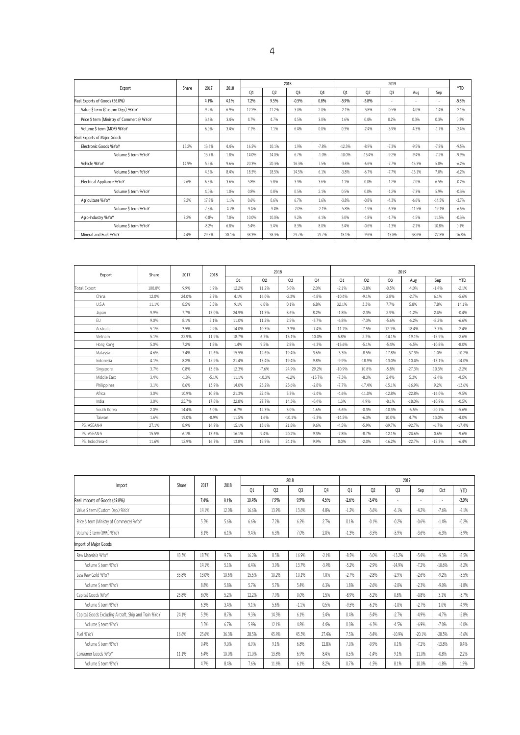| Export | Share | 2017 | 2018 | 2018 | | | | 2019 | | | | | YTD |
|---|---|---|---|---|---|---|---|---|---|---|---|---|---|
| | | | | Q1 | Q2 | Q3 | Q4 | Q1 | Q2 | Q3 | Aug | Sep | |
| Real Exports of Goods (56.0%) | | 4.1% | 4.1% | 7.2% | 9.5% | -0.5% | 0.8% | -5.9% | -5.8% | - | - | - | -5.8% |
| Value $ term (Custom Dep.) %YoY | | 9.9% | 6.9% | 12.2% | 11.2% | 3.0% | 2.0% | -2.1% | -3.8% | -0.5% | -4.0% | -1.4% | -2.1% |
| Price $ term (Ministry of Commerce) %YoY | | 3.6% | 3.4% | 4.7% | 4.7% | 4.5% | 3.0% | 1.6% | 0.4% | 0.2% | 0.3% | 0.3% | 0.3% |
| Volume $ term (MOF) %YoY | | 6.0% | 3.4% | 7.1% | 7.1% | 6.4% | 0.0% | 0.3% | -2.4% | -3.9% | -4.3% | -1.7% | -2.4% |
| Real Exports of Major Goods | | | | | | | | | | | | | |
| Electronic Goods %YoY | 15.2% | 13.6% | 4.4% | 16.5% | 10.1% | 1.9% | -7.8% | -12.3% | -8.9% | -7.3% | -9.5% | -7.8% | -9.5% |
| Volume $ term %YoY | | 13.7% | 1.8% | 14.0% | 14.0% | 6.7% | -1.0% | -10.0% | -13.4% | -9.2% | -9.4% | -7.2% | -9.9% |
| Vehicle %YoY | 14.9% | 5.5% | 9.6% | 20.3% | 20.3% | 16.3% | 7.5% | -3.6% | -6.6% | -7.7% | -13.3% | 5.8% | -6.2% |
| Volume $ term %YoY | | 4.6% | 8.4% | 18.5% | 18.5% | 14.5% | 6.1% | -3.8% | -6.7% | -7.7% | -13.1% | 7.0% | -6.2% |
| Electrical Appliance %YoY | 9.6% | 6.3% | 3.6% | 5.8% | 5.8% | 3.9% | 3.6% | 1.1% | 0.0% | -1.2% | -7.0% | 6.5% | -0.2% |
| Volume $ term %YoY | | 4.0% | 1.0% | 0.8% | 0.8% | 0.5% | 2.1% | 0.5% | 0.0% | -1.2% | -7.3% | 5.9% | -0.3% |
| Agriculture %YoY | 9.2% | 17.8% | 1.1% | 0.6% | 0.6% | 6.7% | 1.6% | -3.8% | -0.8% | -4.3% | -6.6% | -14.5% | -3.7% |
| Volume $ term %YoY | | 7.3% | -4.9% | -9.4% | -9.4% | -2.0% | -2.1% | -5.8% | -1.9% | -6.3% | -11.5% | -19.1% | -6.5% |
| Agro-Industry %YoY | 7.2% | -0.8% | 7.0% | 10.0% | 10.0% | 9.2% | 6.1% | 3.0% | -1.8% | -1.7% | -1.5% | 11.5% | -0.3% |
| Volume $ term %YoY | | -8.2% | 6.8% | 5.4% | 5.4% | 8.3% | 8.0% | 5.4% | -0.6% | -1.3% | -2.1% | 10.8% | 0.1% |
| Mineral and Fuel %YoY | 4.4% | 29.3% | 28.1% | 38.3% | 38.3% | 29.7% | 29.7% | 18.1% | -9.6% | -13.8% | -38.6% | -22.8% | -16.8% |

| Export | Share | 2017 | 2018 | 2018 | | | | 2019 | | | | | |
|---|---|---|---|---|---|---|---|---|---|---|---|---|---|
| | | | | Q1 | Q2 | Q3 | Q4 | Q1 | Q2 | Q3 | Aug | Sep | YTD |
| Total Export | 100.0% | 9.9% | 6.9% | 12.2% | 11.2% | 3.0% | 2.0% | -2.1% | -3.8% | -0.5% | -4.0% | -1.4% | -2.1% |
| China | 12.0% | 24.0% | 2.7% | 4.1% | 16.0% | -2.3% | -4.8% | -10.4% | -9.1% | 2.8% | -2.7% | 6.1% | -5.6% |
| U.S.A | 11.1% | 8.5% | 5.5% | 9.1% | 6.8% | 0.1% | 6.8% | 32.1% | 3.3% | 7.7% | 5.8% | 7.8% | 14.1% |
| Japan | 9.9% | 7.7% | 13.0% | 24.9% | 11.3% | 8.6% | 8.2% | -1.8% | -2.3% | 2.9% | -1.2% | 2.4% | -0.4% |
| EU | 9.0% | 8.1% | 5.1% | 11.0% | 11.2% | 2.5% | -3.7% | -6.8% | -7.3% | -5.6% | -6.2% | -8.2% | -6.6% |
| Australia | 5.1% | 3.5% | 2.9% | 14.0% | 10.3% | -3.3% | -7.4% | -11.7% | -7.5% | 12.1% | 18.4% | -3.7% | -2.4% |
| Vietnam | 5.1% | 22.9% | 11.9% | 18.7% | 6.7% | 13.1% | 10.0% | 5.8% | 2.7% | -14.1% | -19.1% | -15.9% | -2.6% |
| Hong Kong | 5.0% | 7.2% | 1.8% | 1.4% | 9.5% | 2.8% | -6.3% | -13.6% | -5.1% | -5.4% | -6.5% | -10.8% | -8.0% |
| Malaysia | 4.6% | 7.4% | 12.6% | 15.5% | 12.6% | 19.4% | 3.6% | -3.3% | -8.5% | -17.8% | -37.3% | 1.0% | -10.2% |
| Indonesia | 4.1% | 8.2% | 15.9% | 21.4% | 13.4% | 19.4% | 9.8% | -9.9% | -18.9% | -13.0% | -10.4% | -13.1% | -14.0% |
| Singapore | 3.7% | 0.8% | 13.6% | 12.3% | -7.6% | 24.9% | 29.2% | -10.9% | 10.8% | -5.8% | -27.3% | 10.3% | -2.2% |
| Middle East | 3.4% | -1.8% | -5.1% | 11.1% | -10.3% | -6.2% | -13.7% | -7.3% | -8.3% | 2.4% | 5.3% | -2.4% | -4.5% |
| Philippines | 3.1% | 8.6% | 13.9% | 14.0% | 23.2% | 23.6% | -2.8% | -7.7% | -17.4% | -15.1% | -16.9% | 9.2% | -13.6% |
| Africa | 3.0% | 10.9% | 10.8% | 21.3% | 22.4% | 5.3% | -2.4% | -4.6% | -11.0% | -12.8% | -22.8% | -16.0% | -9.5% |
| India | 3.0% | 25.7% | 17.8% | 32.8% | 27.7% | 14.3% | -0.4% | 1.3% | 4.9% | -8.1% | -18.0% | -10.9% | -0.5% |
| South Korea | 2.0% | 14.4% | 6.0% | 6.7% | 12.3% | 3.0% | 1.6% | -6.6% | -0.3% | -10.3% | -6.5% | -20.7% | -5.6% |
| Taiwan | 1.6% | 19.0% | -0.9% | 11.5% | 1.6% | -10.1% | -5.3% | -14.5% | -6.3% | 10.0% | 4.7% | 13.0% | -4.0% |
| PS. ASEAN-9 | 27.1% | 8.9% | 14.9% | 15.1% | 13.6% | 21.8% | 9.6% | -4.5% | -5.9% | -39.7% | -92.7% | -6.7% | -17.4% |
| PS. ASEAN-5 | 15.5% | 6.1% | 13.6% | 16.1% | 9.4% | 20.2% | 9.3% | -7.8% | -8.7% | -12.1% | -24.6% | 0.6% | -9.6% |
| PS. Indochina-4 | 11.6% | 12.9% | 16.7% | 13.8% | 19.9% | 24.1% | 9.9% | 0.0% | -2.0% | -16.2% | -22.7% | -15.3% | -6.4% |

| Import | Share | 2017 | 2018 | 2018 | | | | 2019 | | | | | |
|---|---|---|---|---|---|---|---|---|---|---|---|---|---|
| | | | | Q1 | Q2 | Q3 | Q4 | Q1 | Q2 | Q3 | Sep | Oct | YTD |
| Real Imports of Goods (49.8%) | | 7.4% | 8.1% | 10.4% | 7.9% | 9.9% | 4.5% | -2.6% | -3.4% | - | - | - | -3.0% |
| Value $ term (Custom Dep.) %YoY | | 14.1% | 12.0% | 16.6% | 13.9% | 13.6% | 4.8% | -1.2% | -3.6% | -6.1% | -4.2% | -7.6% | -4.1% |
| Price $ term (Ministry of Commerce) %YoY | | 5.5% | 5.6% | 6.6% | 7.2% | 6.2% | 2.7% | 0.1% | -0.1% | -0.2% | -0.6% | -1.4% | -0.2% |
| Volume $ term (สศค.) %YoY | | 8.1% | 6.1% | 9.4% | 6.3% | 7.0% | 2.0% | -1.3% | -3.5% | -5.9% | -3.6% | -6.3% | -3.9% |
| Import of Major Goods | | | | | | | | | | | | | |
| Raw Materials %YoY | 40.3% | 18.7% | 9.7% | 16.2% | 8.5% | 16.9% | -2.1% | -8.5% | -3.0% | -13.2% | -5.4% | -9.3% | -8.5% |
| Volume $ term %YoY | | 14.1% | 5.1% | 6.4% | 3.9% | 13.7% | -3.4% | -5.2% | -2.9% | -14.9% | -7.2% | -10.6% | -8.2% |
| Less Raw Gold %YoY | 35.8% | 13.0% | 10.6% | 15.5% | 10.2% | 10.1% | 7.0% | -2.7% | -2.8% | -2.9% | -2.6% | -9.2% | -3.5% |
| Volume $ term %YoY | | 8.8% | 5.8% | 5.7% | 5.7% | 5.4% | 6.3% | 1.8% | -2.6% | -2.0% | -2.3% | -9.0% | -1.8% |
| Capital Goods %YoY | 25.8% | 8.0% | 5.2% | 12.2% | 7.9% | 0.0% | 1.5% | -8.9% | -5.2% | 0.8% | -0.8% | 3.1% | -3.7% |
| Volume $ term %YoY | | 6.3% | 3.4% | 9.1% | 5.6% | -1.1% | 0.5% | -9.5% | -6.1% | -1.0% | -2.7% | 1.0% | -4.9% |
| Capital Goods Excluding Aircraft, Ship and Train %YoY | 24.1% | 5.3% | 8.7% | 9.3% | 14.5% | 6.1% | 5.4% | 0.4% | -5.4% | -2.7% | -4.9% | -4.7% | -2.8% |
| Volume $ term %YoY | | 3.5% | 6.7% | 5.9% | 12.1% | 4.8% | 4.4% | 0.0% | -6.3% | -4.5% | -6.9% | -7.0% | -4.0% |
| Fuel %YoY | 16.6% | 25.6% | 36.3% | 28.5% | 45.4% | 45.5% | 27.4% | 7.5% | -3.4% | -10.9% | -20.1% | -28.5% | -5.6% |
| Volume $ term %YoY | | 0.4% | 9.0% | 6.9% | 9.1% | 6.8% | 12.8% | 7.0% | -0.9% | 0.1% | -7.2% | -13.8% | 0.4% |
| Consumer Goods %YoY | 11.1% | 6.4% | 10.0% | 11.0% | 13.8% | 6.9% | 8.4% | 0.5% | -1.4% | 9.1% | 11.0% | -0.8% | 2.2% |
| Volume $ term %YoY | | 4.7% | 8.4% | 7.6% | 11.6% | 6.1% | 8.2% | 0.7% | -1.5% | 8.1% | 10.0% | -1.8% | 1.9% |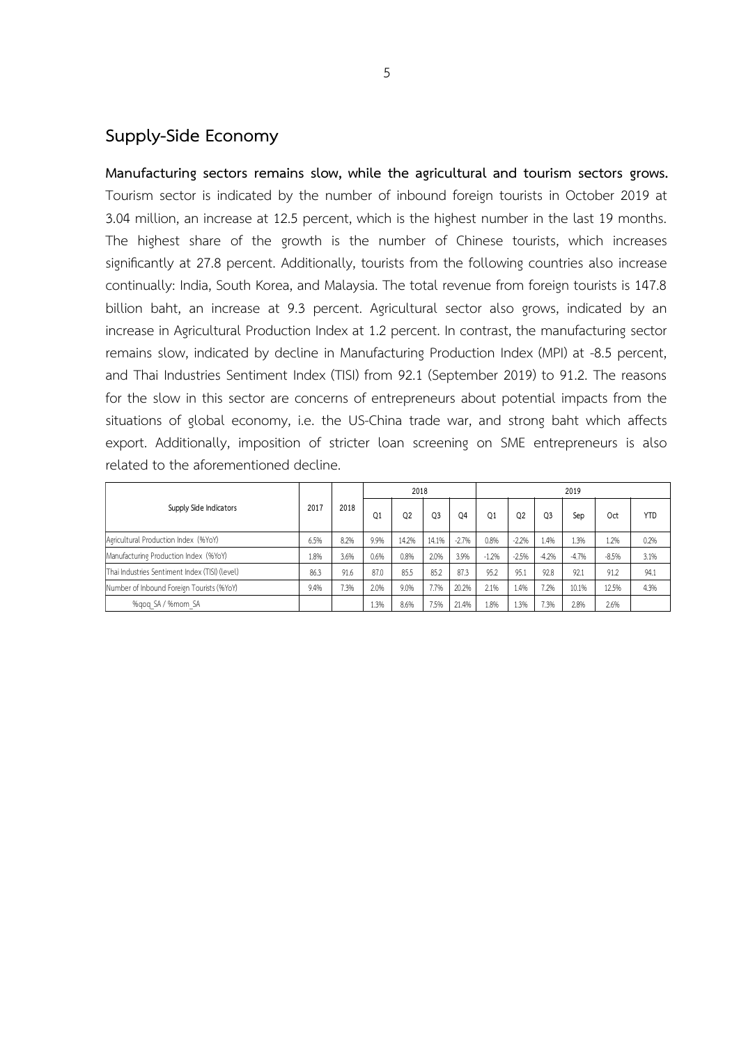## Supply-Side Economy

**Manufacturing sectors remains slow, while the agricultural and tourism sectors grows.** Tourism sector is indicated by the number of inbound foreign tourists in October 2019 at 3.04 million, an increase at 12.5 percent, which is the highest number in the last 19 months. The highest share of the growth is the number of Chinese tourists, which increases significantly at 27.8 percent. Additionally, tourists from the following countries also increase continually: India, South Korea, and Malaysia. The total revenue from foreign tourists is 147.8 billion baht, an increase at 9.3 percent. Agricultural sector also grows, indicated by an increase in Agricultural Production Index at 1.2 percent. In contrast, the manufacturing sector remains slow, indicated by decline in Manufacturing Production Index (MPI) at -8.5 percent, and Thai Industries Sentiment Index (TISI) from 92.1 (September 2019) to 91.2. The reasons for the slow in this sector are concerns of entrepreneurs about potential impacts from the situations of global economy, i.e. the US-China trade war, and strong baht which affects export. Additionally, imposition of stricter loan screening on SME entrepreneurs is also related to the aforementioned decline.

| Supply Side Indicators | 2017 | 2018 | 2018 | | | | 2019 | | | | | |
|---|---|---|---|---|---|---|---|---|---|---|---|---|
| | | | Q1 | Q2 | Q3 | Q4 | Q1 | Q2 | Q3 | Sep | Oct | YTD |
| Agricultural Production Index (%YoY) | 6.5% | 8.2% | 9.9% | 14.2% | 14.1% | -2.7% | 0.8% | -2.2% | 1.4% | 1.3% | 1.2% | 0.2% |
| Manufacturing Production Index (%YoY) | 1.8% | 3.6% | 0.6% | 0.8% | 2.0% | 3.9% | -1.2% | -2.5% | -4.2% | -4.7% | -8.5% | 3.1% |
| Thai Industries Sentiment Index (TISI) (level) | 86.3 | 91.6 | 87.0 | 85.5 | 85.2 | 87.3 | 95.2 | 95.1 | 92.8 | 92.1 | 91.2 | 94.1 |
| Number of Inbound Foreign Tourists (%YoY) | 9.4% | 7.3% | 2.0% | 9.0% | 7.7% | 20.2% | 2.1% | 1.4% | 7.2% | 10.1% | 12.5% | 4.3% |
| %qoq_SA / %mom_SA | | | 1.3% | 8.6% | 7.5% | 21.4% | 1.8% | 1.3% | 7.3% | 2.8% | 2.6% | |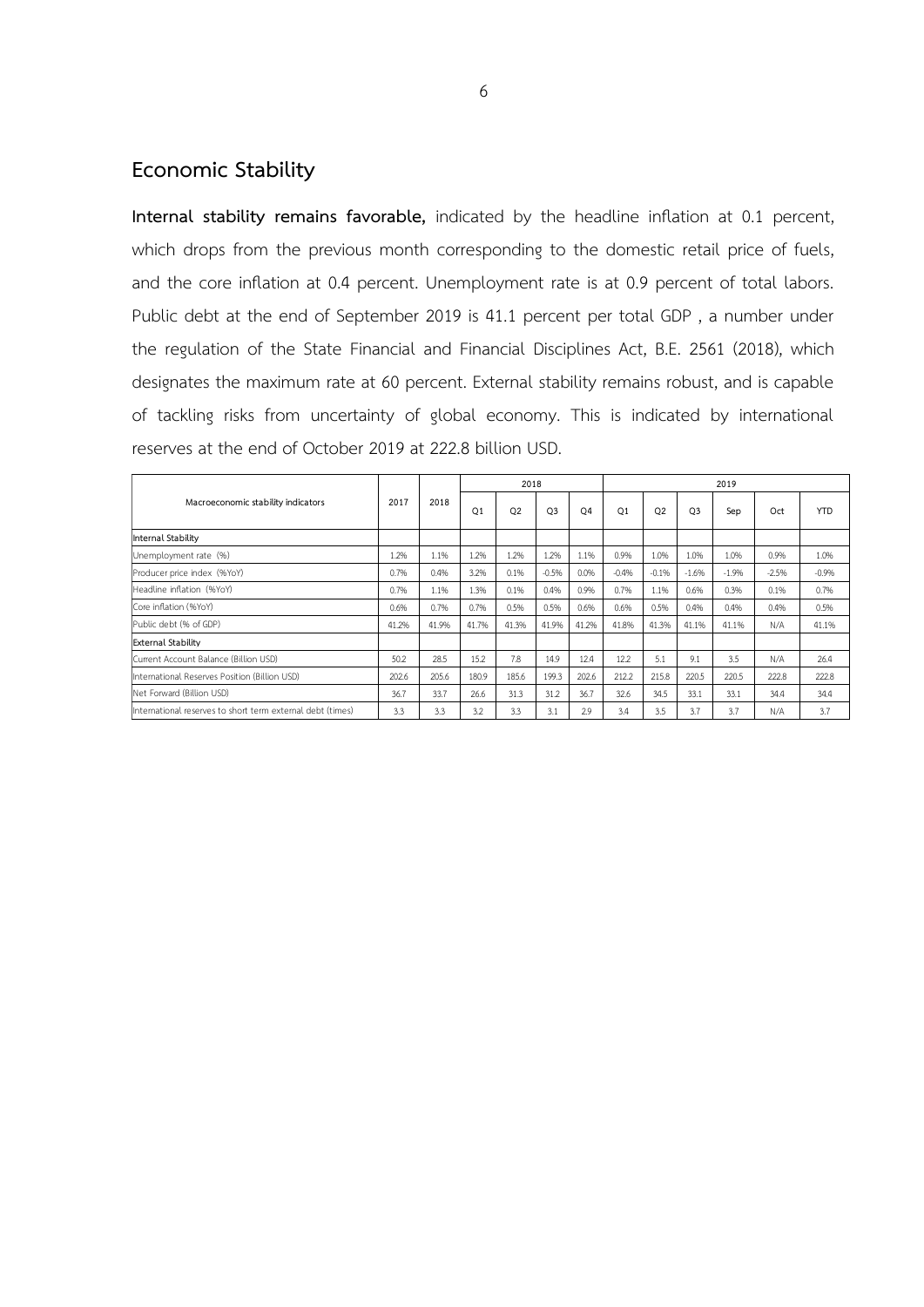## Economic Stability

**Internal stability remains favorable,** indicated by the headline inflation at 0.1 percent, which drops from the previous month corresponding to the domestic retail price of fuels, and the core inflation at 0.4 percent. Unemployment rate is at 0.9 percent of total labors. Public debt at the end of September 2019 is 41.1 percent per total GDP , a number under the regulation of the State Financial and Financial Disciplines Act, B.E. 2561 (2018), which designates the maximum rate at 60 percent. External stability remains robust, and is capable of tackling risks from uncertainty of global economy. This is indicated by international reserves at the end of October 2019 at 222.8 billion USD.

| Macroeconomic stability indicators | 2017 | 2018 | 2018 | | | | 2019 | | | | | |
|---|---|---|---|---|---|---|---|---|---|---|---|---|
| | | | Q1 | Q2 | Q3 | Q4 | Q1 | Q2 | Q3 | Sep | Oct | YTD |
| **Internal Stability** | | | | | | | | | | | | |
| Unemployment rate (%) | 1.2% | 1.1% | 1.2% | 1.2% | 1.2% | 1.1% | 0.9% | 1.0% | 1.0% | 1.0% | 0.9% | 1.0% |
| Producer price index (%YoY) | 0.7% | 0.4% | 3.2% | 0.1% | -0.5% | 0.0% | -0.4% | -0.1% | -1.6% | -1.9% | -2.5% | -0.9% |
| Headline inflation (%YoY) | 0.7% | 1.1% | 1.3% | 0.1% | 0.4% | 0.9% | 0.7% | 1.1% | 0.6% | 0.3% | 0.1% | 0.7% |
| Core inflation (%YoY) | 0.6% | 0.7% | 0.7% | 0.5% | 0.5% | 0.6% | 0.6% | 0.5% | 0.4% | 0.4% | 0.4% | 0.5% |
| Public debt (% of GDP) | 41.2% | 41.9% | 41.7% | 41.3% | 41.9% | 41.2% | 41.8% | 41.3% | 41.1% | 41.1% | N/A | 41.1% |
| **External Stability** | | | | | | | | | | | | |
| Current Account Balance (Billion USD) | 50.2 | 28.5 | 15.2 | 7.8 | 14.9 | 12.4 | 12.2 | 5.1 | 9.1 | 3.5 | N/A | 26.4 |
| International Reserves Position (Billion USD) | 202.6 | 205.6 | 180.9 | 185.6 | 199.3 | 202.6 | 212.2 | 215.8 | 220.5 | 220.5 | 222.8 | 222.8 |
| Net Forward (Billion USD) | 36.7 | 33.7 | 26.6 | 31.3 | 31.2 | 36.7 | 32.6 | 34.5 | 33.1 | 33.1 | 34.4 | 34.4 |
| International reserves to short term external debt (times) | 3.3 | 3.3 | 3.2 | 3.3 | 3.1 | 2.9 | 3.4 | 3.5 | 3.7 | 3.7 | N/A | 3.7 |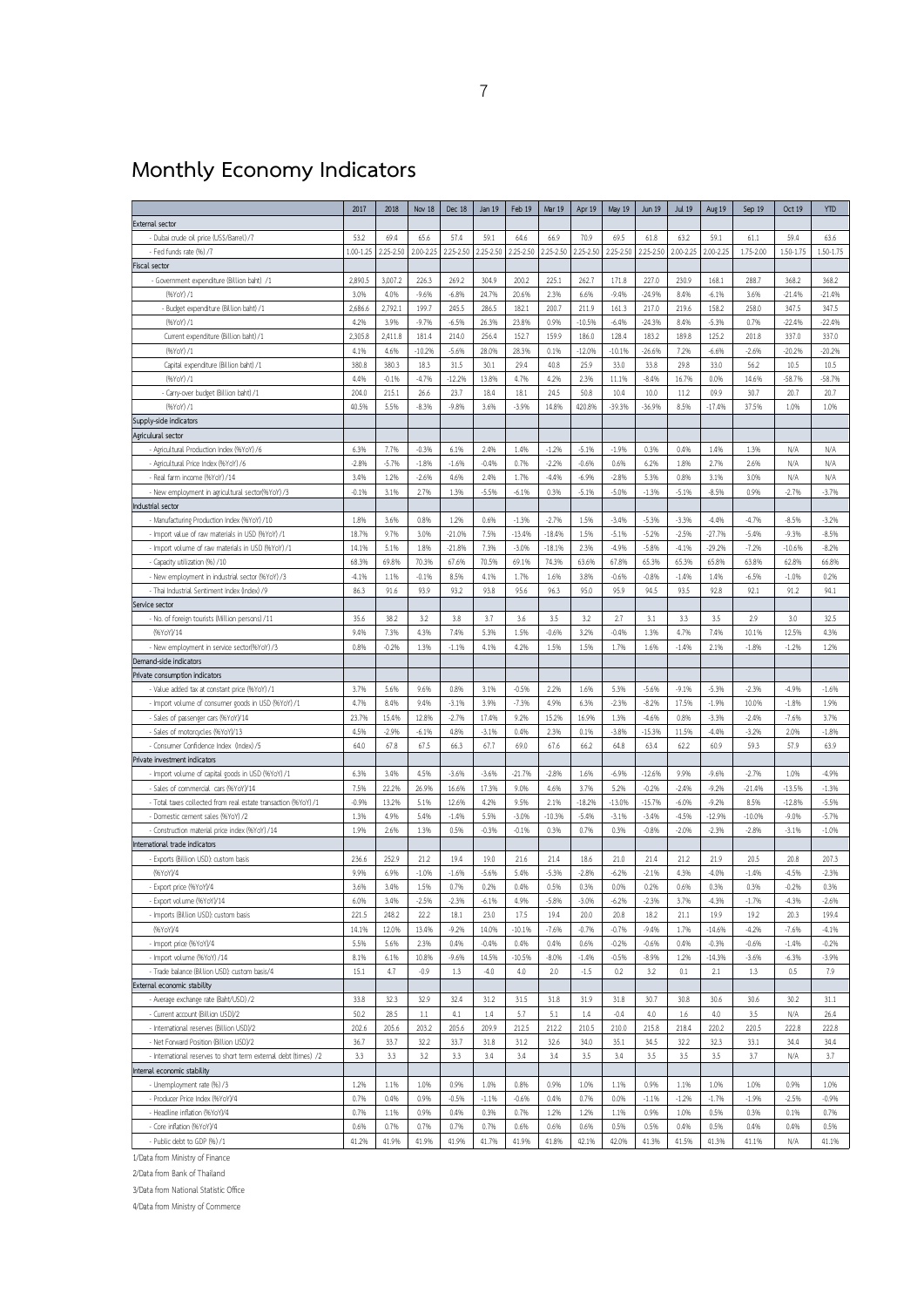# Monthly Economy Indicators

| | 2017 | 2018 | Nov 18 | Dec 18 | Jan 19 | Feb 19 | Mar 19 | Apr 19 | May 19 | Jun 19 | Jul 19 | Aug 19 | Sep 19 | Oct 19 | YTD |
|---|---|---|---|---|---|---|---|---|---|---|---|---|---|---|---|
| External sector | | | | | | | | | | | | | | | |
| - Dubai crude oil price (US$/Barrel) /7 | 53.2 | 69.4 | 65.6 | 57.4 | 59.1 | 64.6 | 66.9 | 70.9 | 69.5 | 61.8 | 63.2 | 59.1 | 61.1 | 59.4 | 63.6 |
| - Fed funds rate (%) /7 | 1.00-1.25 | 2.25-2.50 | 2.00-2.25 | 2.25-2.50 | 2.25-2.50 | 2.25-2.50 | 2.25-2.50 | 2.25-2.50 | 2.25-2.50 | 2.25-2.50 | 2.00-2.25 | 2.00-2.25 | 1.75-2.00 | 1.50-1.75 | 1.50-1.75 |
| Fiscal sector | | | | | | | | | | | | | | | |
| - Government expenditure (Billion baht) /1 | 2,890.5 | 3,007.2 | 226.3 | 269.2 | 304.9 | 200.2 | 225.1 | 262.7 | 171.8 | 227.0 | 230.9 | 168.1 | 288.7 | 368.2 | 368.2 |
| (%YoY) /1 | 3.0% | 4.0% | -9.6% | -6.8% | 24.7% | 20.6% | 2.3% | 6.6% | -9.4% | -24.9% | 8.4% | -6.1% | 3.6% | -21.4% | -21.4% |
| - Budget expenditure (Billion baht) /1 | 2,686.6 | 2,792.1 | 199.7 | 245.5 | 286.5 | 182.1 | 200.7 | 211.9 | 161.3 | 217.0 | 219.6 | 158.2 | 258.0 | 347.5 | 347.5 |
| (%YoY) /1 | 4.2% | 3.9% | -9.7% | -6.5% | 26.3% | 23.8% | 0.9% | -10.5% | -6.4% | -24.3% | 8.4% | -5.3% | 0.7% | -22.4% | -22.4% |
| Current expenditure (Billion baht) /1 | 2,305.8 | 2,411.8 | 181.4 | 214.0 | 256.4 | 152.7 | 159.9 | 186.0 | 128.4 | 183.2 | 189.8 | 125.2 | 201.8 | 337.0 | 337.0 |
| (%YoY) /1 | 4.1% | 4.6% | -10.2% | -5.6% | 28.0% | 28.3% | 0.1% | -12.0% | -10.1% | -26.6% | 7.2% | -6.6% | -2.6% | -20.2% | -20.2% |
| Capital expenditure (Billion baht) /1 | 380.8 | 380.3 | 18.3 | 31.5 | 30.1 | 29.4 | 40.8 | 25.9 | 33.0 | 33.8 | 29.8 | 33.0 | 56.2 | 10.5 | 10.5 |
| (%YoY) /1 | 4.4% | -0.1% | -4.7% | -12.2% | 13.8% | 4.7% | 4.2% | 2.3% | 11.1% | -8.4% | 16.7% | 0.0% | 14.6% | -58.7% | -58.7% |
| - Carry-over budget (Billion baht) /1 | 204.0 | 215.1 | 26.6 | 23.7 | 18.4 | 18.1 | 24.5 | 50.8 | 10.4 | 10.0 | 11.2 | 09.9 | 30.7 | 20.7 | 20.7 |
| (%YoY) /1 | 40.5% | 5.5% | -8.3% | -9.8% | 3.6% | -3.9% | 14.8% | 420.8% | -39.3% | -36.9% | 8.5% | -17.4% | 37.5% | 1.0% | 1.0% |
| Supply-side indicators | | | | | | | | | | | | | | | |
| Agricultural sector | | | | | | | | | | | | | | | |
| - Agricultural Production Index (%YoY) /6 | 6.3% | 7.7% | -0.3% | 6.1% | 2.4% | 1.4% | -1.2% | -5.1% | -1.9% | 0.3% | 0.4% | 1.4% | 1.3% | N/A | N/A |
| - Agricultural Price Index (%YoY) /6 | -2.8% | -5.7% | -1.8% | -1.6% | -0.4% | 0.7% | -2.2% | -0.6% | 0.6% | 6.2% | 1.8% | 2.7% | 2.6% | N/A | N/A |
| - Real farm income (%YoY) /14 | 3.4% | 1.2% | -2.6% | 4.6% | 2.4% | 1.7% | -4.4% | -6.9% | -2.8% | 5.3% | 0.8% | 3.1% | 3.0% | N/A | N/A |
| - New employment in agricultural sector(%YoY) /3 | -0.1% | 3.1% | 2.7% | 1.3% | -5.5% | -6.1% | 0.3% | -5.1% | -5.0% | -1.3% | -5.1% | -8.5% | 0.9% | -2.7% | -3.7% |
| Industrial sector | | | | | | | | | | | | | | | |
| - Manufacturing Production Index (%YoY) /10 | 1.8% | 3.6% | 0.8% | 1.2% | 0.6% | -1.3% | -2.7% | 1.5% | -3.4% | -5.3% | -3.3% | -4.4% | -4.7% | -8.5% | -3.2% |
| - Import value of raw materials in USD (%YoY) /1 | 18.7% | 9.7% | 3.0% | -21.0% | 7.5% | -13.4% | -18.4% | 1.5% | -5.1% | -5.2% | -2.5% | -27.7% | -5.4% | -9.3% | -8.5% |
| - Import volume of raw materials in USD (%YoY) /1 | 14.1% | 5.1% | 1.8% | -21.8% | 7.3% | -3.0% | -18.1% | 2.3% | -4.9% | -5.8% | -4.1% | -29.2% | -7.2% | -10.6% | -8.2% |
| - Capacity utilization (%) /10 | 68.3% | 69.8% | 70.3% | 67.6% | 70.5% | 69.1% | 74.3% | 63.6% | 67.8% | 65.3% | 65.3% | 65.8% | 63.8% | 62.8% | 66.8% |
| - New employment in industrial sector (%YoY) /3 | -4.1% | 1.1% | -0.1% | 8.5% | 4.1% | 1.7% | 1.6% | 3.8% | -0.6% | -0.8% | -1.4% | 1.4% | -6.5% | -1.0% | 0.2% |
| - Thai Industrial Sentiment Index (Index) /9 | 86.3 | 91.6 | 93.9 | 93.2 | 93.8 | 95.6 | 96.3 | 95.0 | 95.9 | 94.5 | 93.5 | 92.8 | 92.1 | 91.2 | 94.1 |
| Service sector | | | | | | | | | | | | | | | |
| - No. of foreign tourists (Million persons) /11 | 35.6 | 38.2 | 3.2 | 3.8 | 3.7 | 3.6 | 3.5 | 3.2 | 2.7 | 3.1 | 3.3 | 3.5 | 2.9 | 3.0 | 32.5 |
| (%YoY)/14 | 9.4% | 7.3% | 4.3% | 7.4% | 5.3% | 1.5% | -0.6% | 3.2% | -0.4% | 1.3% | 4.7% | 7.4% | 10.1% | 12.5% | 4.3% |
| - New employment in service sector(%YoY) /3 | 0.8% | -0.2% | 1.3% | -1.1% | 4.1% | 4.2% | 1.5% | 1.5% | 1.7% | 1.6% | -1.4% | 2.1% | -1.8% | -1.2% | 1.2% |
| Demand-side indicators | | | | | | | | | | | | | | | |
| Private consumption indicators | | | | | | | | | | | | | | | |
| - Value added tax at constant price (%YoY) /1 | 3.7% | 5.6% | 9.6% | 0.8% | 3.1% | -0.5% | 2.2% | 1.6% | 5.3% | -5.6% | -9.1% | -5.3% | -2.3% | -4.9% | -1.6% |
| - Import volume of consumer goods in USD (%YoY) /1 | 4.7% | 8.4% | 9.4% | -3.1% | 3.9% | -7.3% | 4.9% | 6.3% | -2.3% | -8.2% | 17.5% | -1.9% | 10.0% | -1.8% | 1.9% |
| - Sales of passenger cars (%YoY)/14 | 23.7% | 15.4% | 12.8% | -2.7% | 17.4% | 9.2% | 15.2% | 16.9% | 1.3% | -4.6% | 0.8% | -3.3% | -2.4% | -7.6% | 3.7% |
| - Sales of motorcycles (%YoY)/13 | 4.5% | -2.9% | -6.1% | 4.8% | -3.1% | 0.4% | 2.3% | 0.1% | -3.8% | -15.3% | 11.5% | -4.4% | -3.2% | 2.0% | -1.8% |
| - Consumer Confidence Index (Index) /5 | 64.0 | 67.8 | 67.5 | 66.3 | 67.7 | 69.0 | 67.6 | 66.2 | 64.8 | 63.4 | 62.2 | 60.9 | 59.3 | 57.9 | 63.9 |
| Private investment indicators | | | | | | | | | | | | | | | |
| - Import volume of capital goods in USD (%YoY) /1 | 6.3% | 3.4% | 4.5% | -3.6% | -3.6% | -21.7% | -2.8% | 1.6% | -6.9% | -12.6% | 9.9% | -9.6% | -2.7% | 1.0% | -4.9% |
| - Sales of commercial cars (%YoY)/14 | 7.5% | 22.2% | 26.9% | 16.6% | 17.3% | 9.0% | 4.6% | 3.7% | 5.2% | -0.2% | -2.4% | -9.2% | -21.4% | -13.5% | -1.3% |
| - Total taxes collected from real estate transaction (%YoY) /1 | -0.9% | 13.2% | 5.1% | 12.6% | 4.2% | 9.5% | 2.1% | -18.2% | -13.0% | -15.7% | -6.0% | -9.2% | 8.5% | -12.8% | -5.5% |
| - Domestic cement sales (%YoY) /2 | 1.3% | 4.9% | 5.4% | -1.4% | 5.5% | -3.0% | -10.3% | -5.4% | -3.1% | -3.4% | -4.5% | -12.9% | -10.0% | -9.0% | -5.7% |
| - Construction material price index (%YoY) /14 | 1.9% | 2.6% | 1.3% | 0.5% | -0.3% | -0.1% | 0.3% | 0.7% | 0.3% | -0.8% | -2.0% | -2.3% | -2.8% | -3.1% | -1.0% |
| International trade indicators | | | | | | | | | | | | | | | |
| - Exports (Billion USD): custom basis | 236.6 | 252.9 | 21.2 | 19.4 | 19.0 | 21.6 | 21.4 | 18.6 | 21.0 | 21.4 | 21.2 | 21.9 | 20.5 | 20.8 | 207.3 |
| (%YoY)/4 | 9.9% | 6.9% | -1.0% | -1.6% | -5.6% | 5.4% | -5.3% | -2.8% | -6.2% | -2.1% | 4.3% | -4.0% | -1.4% | -4.5% | -2.3% |
| - Export price (%YoY)/4 | 3.6% | 3.4% | 1.5% | 0.7% | 0.2% | 0.4% | 0.5% | 0.3% | 0.0% | 0.2% | 0.6% | 0.3% | 0.3% | -0.2% | 0.3% |
| - Export volume (%YoY)/14 | 6.0% | 3.4% | -2.5% | -2.3% | -6.1% | 4.9% | -5.8% | -3.0% | -6.2% | -2.3% | 3.7% | -4.3% | -1.7% | -4.3% | -2.6% |
| - Imports (Billion USD): custom basis | 221.5 | 248.2 | 22.2 | 18.1 | 23.0 | 17.5 | 19.4 | 20.0 | 20.8 | 18.2 | 21.1 | 19.9 | 19.2 | 20.3 | 199.4 |
| (%YoY)/4 | 14.1% | 12.0% | 13.4% | -9.2% | 14.0% | -10.1% | -7.6% | -0.7% | -0.7% | -9.4% | 1.7% | -14.6% | -4.2% | -7.6% | -4.1% |
| - Import price (%YoY)/4 | 5.5% | 5.6% | 2.3% | 0.4% | -0.4% | 0.4% | 0.4% | 0.6% | -0.2% | -0.6% | 0.4% | -0.3% | -0.6% | -1.4% | -0.2% |
| - Import volume (%YoY) /14 | 8.1% | 6.1% | 10.8% | -9.6% | 14.5% | -10.5% | -8.0% | -1.4% | -0.5% | -8.9% | 1.2% | -14.3% | -3.6% | -6.3% | -3.9% |
| - Trade balance (Billion USD): custom basis/4 | 15.1 | 4.7 | -0.9 | 1.3 | -4.0 | 4.0 | 2.0 | -1.5 | 0.2 | 3.2 | 0.1 | 2.1 | 1.3 | 0.5 | 7.9 |
| External economic stability | | | | | | | | | | | | | | | |
| - Average exchange rate (Baht/USD) /2 | 33.8 | 32.3 | 32.9 | 32.4 | 31.2 | 31.5 | 31.8 | 31.9 | 31.8 | 30.7 | 30.8 | 30.6 | 30.6 | 30.2 | 31.1 |
| - Current account (Billion USD)/2 | 50.2 | 28.5 | 1.1 | 4.1 | 1.4 | 5.7 | 5.1 | 1.4 | -0.4 | 4.0 | 1.6 | 4.0 | 3.5 | N/A | 26.4 |
| - International reserves (Billion USD)/2 | 202.6 | 205.6 | 203.2 | 205.6 | 209.9 | 212.5 | 212.2 | 210.5 | 210.0 | 215.8 | 218.4 | 220.2 | 220.5 | 222.8 | 222.8 |
| - Net Forward Position (Billion USD)/2 | 36.7 | 33.7 | 32.2 | 33.7 | 31.8 | 31.2 | 32.6 | 34.0 | 35.1 | 34.5 | 32.2 | 32.3 | 33.1 | 34.4 | 34.4 |
| - International reserves to short term external debt (times) /2 | 3.3 | 3.3 | 3.2 | 3.3 | 3.4 | 3.4 | 3.4 | 3.5 | 3.4 | 3.5 | 3.5 | 3.5 | 3.7 | N/A | 3.7 |
| Internal economic stability | | | | | | | | | | | | | | | |
| - Unemployment rate (%) /3 | 1.2% | 1.1% | 1.0% | 0.9% | 1.0% | 0.8% | 0.9% | 1.0% | 1.1% | 0.9% | 1.1% | 1.0% | 1.0% | 0.9% | 1.0% |
| - Producer Price Index (%YoY)/4 | 0.7% | 0.4% | 0.9% | -0.5% | -1.1% | -0.6% | 0.4% | 0.7% | 0.0% | -1.1% | -1.2% | -1.7% | -1.9% | -2.5% | -0.9% |
| - Headline inflation (%YoY)/4 | 0.7% | 1.1% | 0.9% | 0.4% | 0.3% | 0.7% | 1.2% | 1.2% | 1.1% | 0.9% | 1.0% | 0.5% | 0.3% | 0.1% | 0.7% |
| - Core inflation (%YoY)/4 | 0.6% | 0.7% | 0.7% | 0.7% | 0.7% | 0.6% | 0.6% | 0.6% | 0.5% | 0.5% | 0.4% | 0.5% | 0.4% | 0.4% | 0.5% |
| - Public debt to GDP (%) /1 | 41.2% | 41.9% | 41.9% | 41.9% | 41.7% | 41.9% | 41.8% | 42.1% | 42.0% | 41.3% | 41.5% | 41.3% | 41.1% | N/A | 41.1% |

1/Data from Ministry of Finance

2/Data from Bank of Thailand

3/Data from National Statistic Office

4/Data from Ministry of Commerce